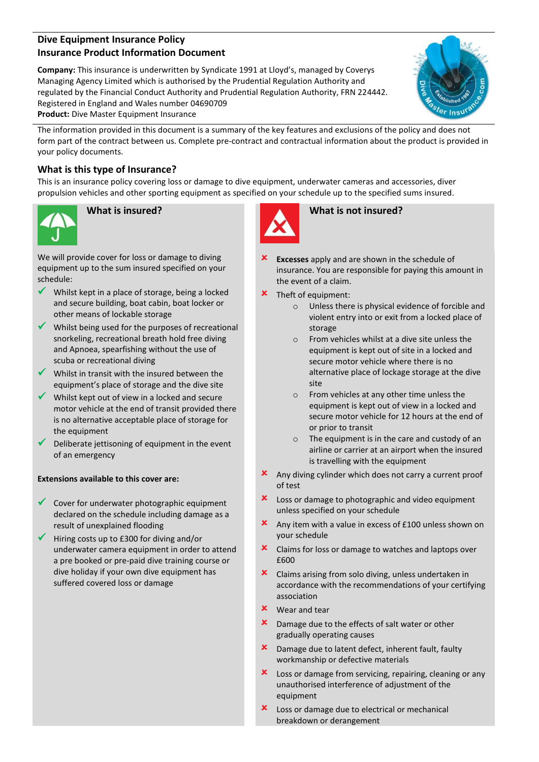# Dive Equipment Insurance Policy
## Insurance Product Information Document

**Company:** This insurance is underwritten by Syndicate 1991 at Lloyd's, managed by Coverys Managing Agency Limited which is authorised by the Prudential Regulation Authority and regulated by the Financial Conduct Authority and Prudential Regulation Authority, FRN 224442. Registered in England and Wales number 04690709
**Product:** Dive Master Equipment Insurance

The information provided in this document is a summary of the key features and exclusions of the policy and does not form part of the contract between us. Complete pre-contract and contractual information about the product is provided in your policy documents.

### What is this type of Insurance?

This is an insurance policy covering loss or damage to dive equipment, underwater cameras and accessories, diver propulsion vehicles and other sporting equipment as specified on your schedule up to the specified sums insured.

### What is insured?

We will provide cover for loss or damage to diving equipment up to the sum insured specified on your schedule:

- ✔ Whilst kept in a place of storage, being a locked and secure building, boat cabin, boat locker or other means of lockable storage
- ✔ Whilst being used for the purposes of recreational snorkeling, recreational breath hold free diving and Apnoea, spearfishing without the use of scuba or recreational diving
- ✔ Whilst in transit with the insured between the equipment's place of storage and the dive site
- ✔ Whilst kept out of view in a locked and secure motor vehicle at the end of transit provided there is no alternative acceptable place of storage for the equipment
- ✔ Deliberate jettisoning of equipment in the event of an emergency

**Extensions available to this cover are:**

- ✔ Cover for underwater photographic equipment declared on the schedule including damage as a result of unexplained flooding
- ✔ Hiring costs up to £300 for diving and/or underwater camera equipment in order to attend a pre booked or pre-paid dive training course or dive holiday if your own dive equipment has suffered covered loss or damage

### What is not insured?

- ✘ **Excesses** apply and are shown in the schedule of insurance. You are responsible for paying this amount in the event of a claim.
- ✘ Theft of equipment:
  - Unless there is physical evidence of forcible and violent entry into or exit from a locked place of storage
  - From vehicles whilst at a dive site unless the equipment is kept out of site in a locked and secure motor vehicle where there is no alternative place of lockage storage at the dive site
  - From vehicles at any other time unless the equipment is kept out of view in a locked and secure motor vehicle for 12 hours at the end of or prior to transit
  - The equipment is in the care and custody of an airline or carrier at an airport when the insured is travelling with the equipment
- ✘ Any diving cylinder which does not carry a current proof of test
- ✘ Loss or damage to photographic and video equipment unless specified on your schedule
- ✘ Any item with a value in excess of £100 unless shown on your schedule
- ✘ Claims for loss or damage to watches and laptops over £600
- ✘ Claims arising from solo diving, unless undertaken in accordance with the recommendations of your certifying association
- ✘ Wear and tear
- ✘ Damage due to the effects of salt water or other gradually operating causes
- ✘ Damage due to latent defect, inherent fault, faulty workmanship or defective materials
- ✘ Loss or damage from servicing, repairing, cleaning or any unauthorised interference of adjustment of the equipment
- ✘ Loss or damage due to electrical or mechanical breakdown or derangement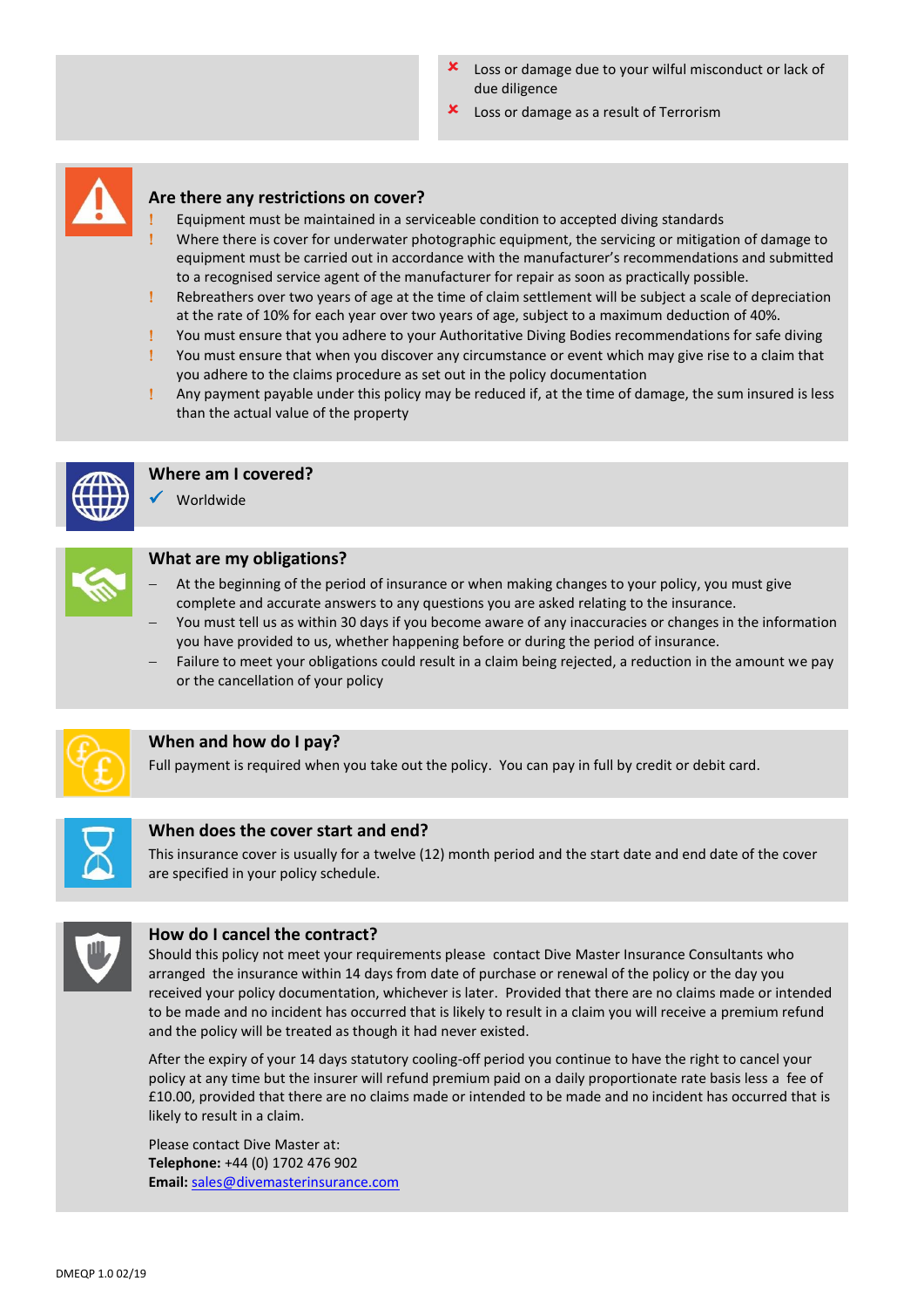- ✘ Loss or damage due to your wilful misconduct or lack of due diligence
- ✘ Loss or damage as a result of Terrorism

## Are there any restrictions on cover?

- ! Equipment must be maintained in a serviceable condition to accepted diving standards
- ! Where there is cover for underwater photographic equipment, the servicing or mitigation of damage to equipment must be carried out in accordance with the manufacturer's recommendations and submitted to a recognised service agent of the manufacturer for repair as soon as practically possible.
- ! Rebreathers over two years of age at the time of claim settlement will be subject a scale of depreciation at the rate of 10% for each year over two years of age, subject to a maximum deduction of 40%.
- ! You must ensure that you adhere to your Authoritative Diving Bodies recommendations for safe diving
- ! You must ensure that when you discover any circumstance or event which may give rise to a claim that you adhere to the claims procedure as set out in the policy documentation
- ! Any payment payable under this policy may be reduced if, at the time of damage, the sum insured is less than the actual value of the property

## Where am I covered?

- ✓ Worldwide

## What are my obligations?

- At the beginning of the period of insurance or when making changes to your policy, you must give complete and accurate answers to any questions you are asked relating to the insurance.
- You must tell us as within 30 days if you become aware of any inaccuracies or changes in the information you have provided to us, whether happening before or during the period of insurance.
- Failure to meet your obligations could result in a claim being rejected, a reduction in the amount we pay or the cancellation of your policy

## When and how do I pay?

Full payment is required when you take out the policy. You can pay in full by credit or debit card.

## When does the cover start and end?

This insurance cover is usually for a twelve (12) month period and the start date and end date of the cover are specified in your policy schedule.

## How do I cancel the contract?

Should this policy not meet your requirements please contact Dive Master Insurance Consultants who arranged the insurance within 14 days from date of purchase or renewal of the policy or the day you received your policy documentation, whichever is later. Provided that there are no claims made or intended to be made and no incident has occurred that is likely to result in a claim you will receive a premium refund and the policy will be treated as though it had never existed.

After the expiry of your 14 days statutory cooling-off period you continue to have the right to cancel your policy at any time but the insurer will refund premium paid on a daily proportionate rate basis less a fee of £10.00, provided that there are no claims made or intended to be made and no incident has occurred that is likely to result in a claim.

Please contact Dive Master at:
**Telephone:** +44 (0) 1702 476 902
**Email:** sales@divemasterinsurance.com

DMEQP 1.0 02/19